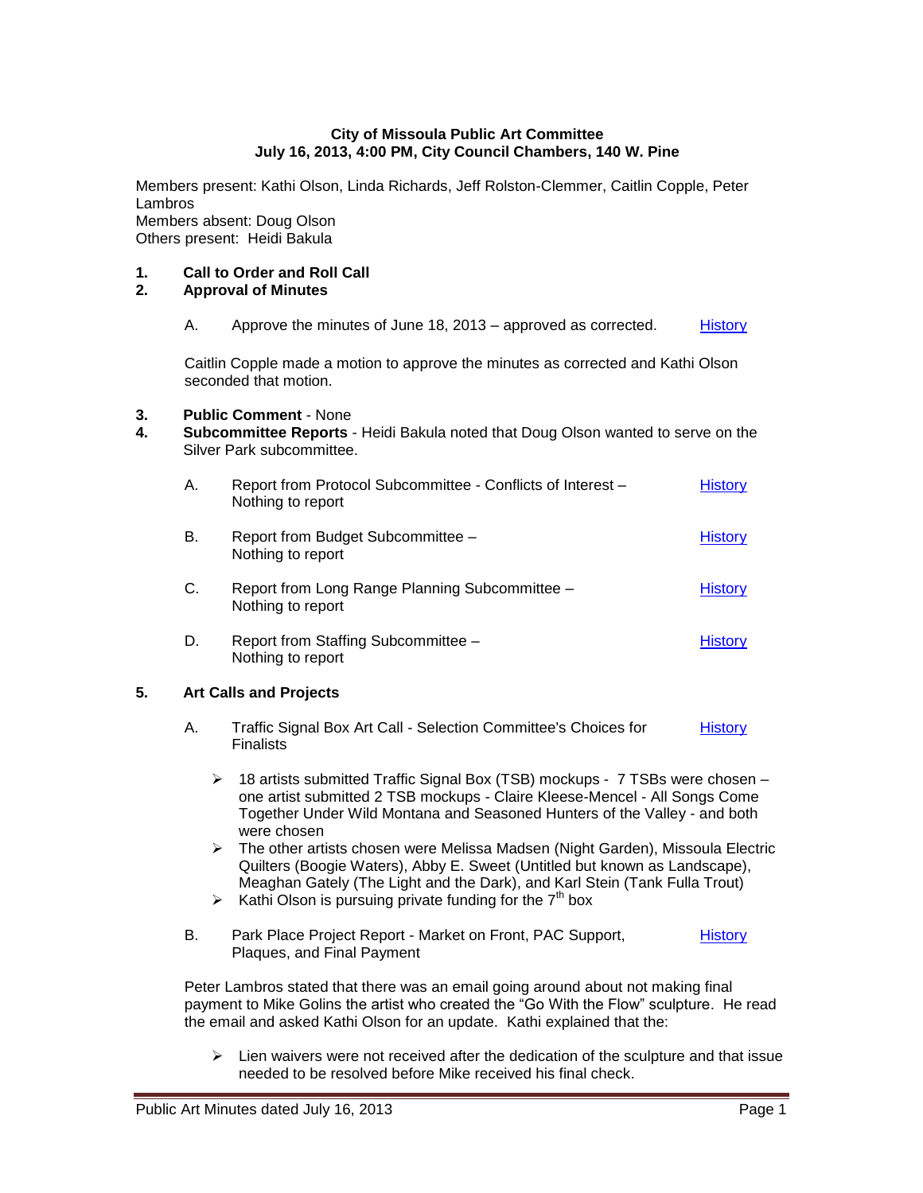**City of Missoula Public Art Committee**
**July 16, 2013, 4:00 PM, City Council Chambers, 140 W. Pine**

Members present: Kathi Olson, Linda Richards, Jeff Rolston-Clemmer, Caitlin Copple, Peter Lambros
Members absent: Doug Olson
Others present: Heidi Bakula

**1. Call to Order and Roll Call**

**2. Approval of Minutes**

A. Approve the minutes of June 18, 2013 – approved as corrected. History

Caitlin Copple made a motion to approve the minutes as corrected and Kathi Olson seconded that motion.

**3. Public Comment** - None

**4. Subcommittee Reports** - Heidi Bakula noted that Doug Olson wanted to serve on the Silver Park subcommittee.

A. Report from Protocol Subcommittee - Conflicts of Interest – Nothing to report History

B. Report from Budget Subcommittee – Nothing to report History

C. Report from Long Range Planning Subcommittee – Nothing to report History

D. Report from Staffing Subcommittee – Nothing to report History

**5. Art Calls and Projects**

A. Traffic Signal Box Art Call - Selection Committee's Choices for Finalists History

- 18 artists submitted Traffic Signal Box (TSB) mockups - 7 TSBs were chosen – one artist submitted 2 TSB mockups - Claire Kleese-Mencel - All Songs Come Together Under Wild Montana and Seasoned Hunters of the Valley - and both were chosen
- The other artists chosen were Melissa Madsen (Night Garden), Missoula Electric Quilters (Boogie Waters), Abby E. Sweet (Untitled but known as Landscape), Meaghan Gately (The Light and the Dark), and Karl Stein (Tank Fulla Trout)
- Kathi Olson is pursuing private funding for the 7th box

B. Park Place Project Report - Market on Front, PAC Support, Plaques, and Final Payment History

Peter Lambros stated that there was an email going around about not making final payment to Mike Golins the artist who created the "Go With the Flow" sculpture. He read the email and asked Kathi Olson for an update. Kathi explained that the:

- Lien waivers were not received after the dedication of the sculpture and that issue needed to be resolved before Mike received his final check.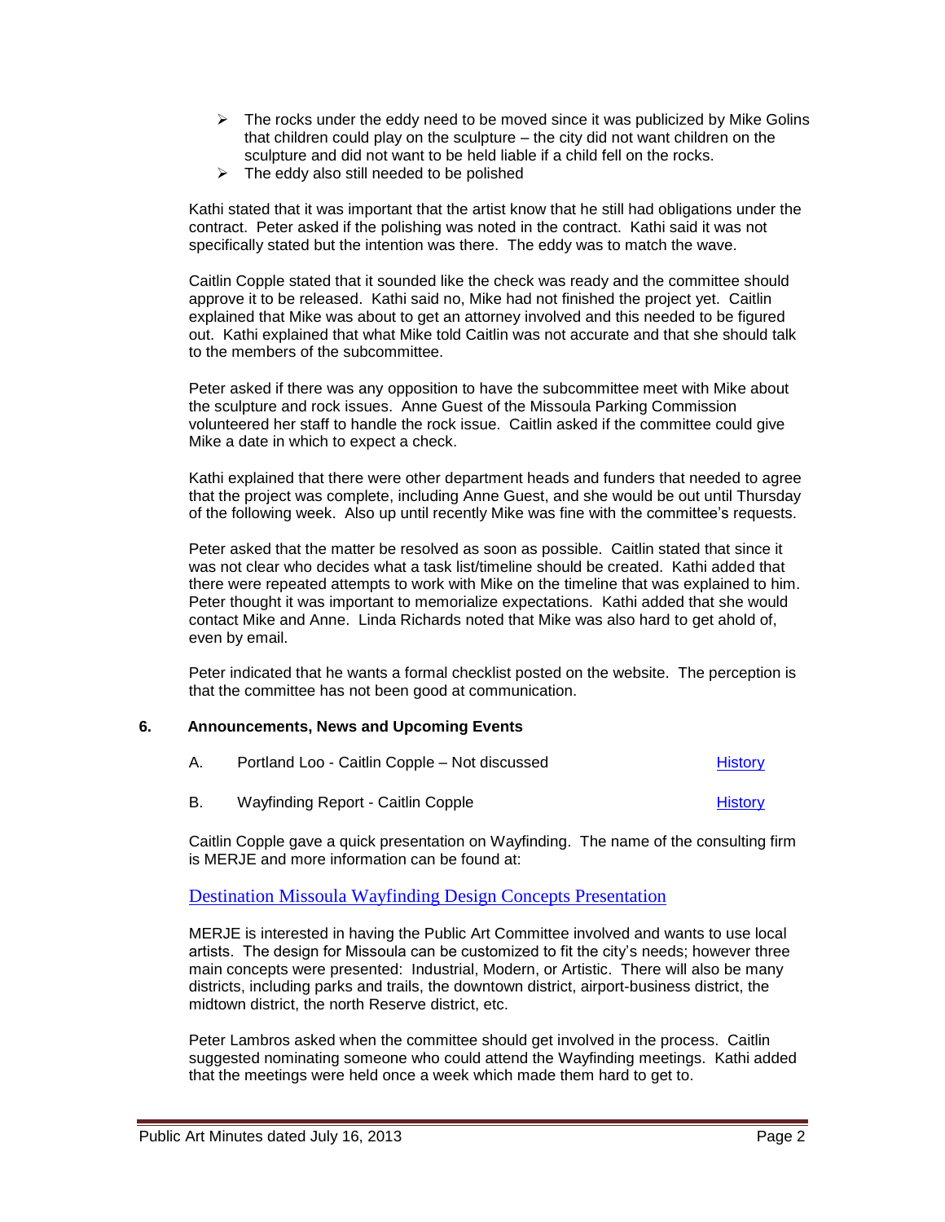- The rocks under the eddy need to be moved since it was publicized by Mike Golins that children could play on the sculpture – the city did not want children on the sculpture and did not want to be held liable if a child fell on the rocks.
- The eddy also still needed to be polished

Kathi stated that it was important that the artist know that he still had obligations under the contract. Peter asked if the polishing was noted in the contract. Kathi said it was not specifically stated but the intention was there. The eddy was to match the wave.

Caitlin Copple stated that it sounded like the check was ready and the committee should approve it to be released. Kathi said no, Mike had not finished the project yet. Caitlin explained that Mike was about to get an attorney involved and this needed to be figured out. Kathi explained that what Mike told Caitlin was not accurate and that she should talk to the members of the subcommittee.

Peter asked if there was any opposition to have the subcommittee meet with Mike about the sculpture and rock issues. Anne Guest of the Missoula Parking Commission volunteered her staff to handle the rock issue. Caitlin asked if the committee could give Mike a date in which to expect a check.

Kathi explained that there were other department heads and funders that needed to agree that the project was complete, including Anne Guest, and she would be out until Thursday of the following week. Also up until recently Mike was fine with the committee's requests.

Peter asked that the matter be resolved as soon as possible. Caitlin stated that since it was not clear who decides what a task list/timeline should be created. Kathi added that there were repeated attempts to work with Mike on the timeline that was explained to him. Peter thought it was important to memorialize expectations. Kathi added that she would contact Mike and Anne. Linda Richards noted that Mike was also hard to get ahold of, even by email.

Peter indicated that he wants a formal checklist posted on the website. The perception is that the committee has not been good at communication.

### 6. Announcements, News and Upcoming Events

A. Portland Loo - Caitlin Copple – Not discussed — History

B. Wayfinding Report - Caitlin Copple — History

Caitlin Copple gave a quick presentation on Wayfinding. The name of the consulting firm is MERJE and more information can be found at:

Destination Missoula Wayfinding Design Concepts Presentation

MERJE is interested in having the Public Art Committee involved and wants to use local artists. The design for Missoula can be customized to fit the city's needs; however three main concepts were presented: Industrial, Modern, or Artistic. There will also be many districts, including parks and trails, the downtown district, airport-business district, the midtown district, the north Reserve district, etc.

Peter Lambros asked when the committee should get involved in the process. Caitlin suggested nominating someone who could attend the Wayfinding meetings. Kathi added that the meetings were held once a week which made them hard to get to.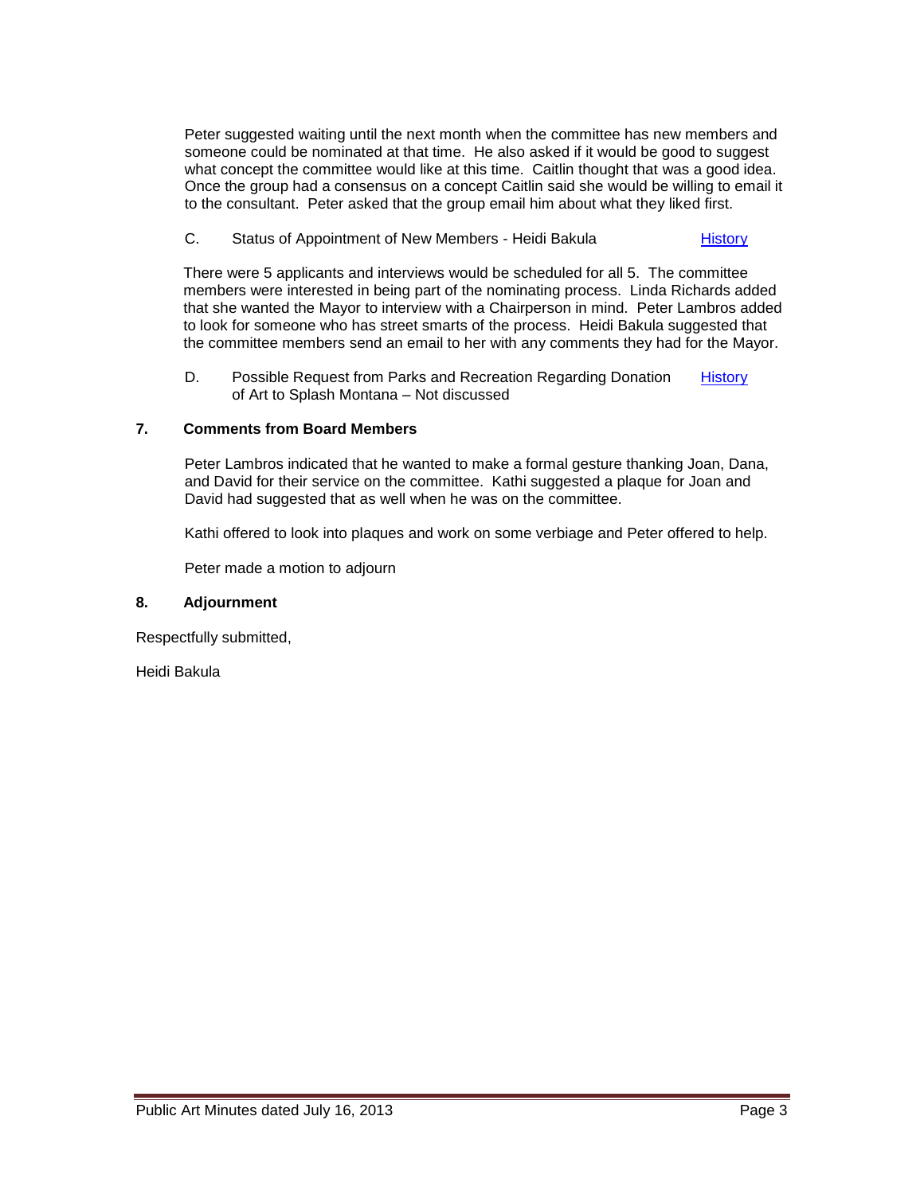Peter suggested waiting until the next month when the committee has new members and someone could be nominated at that time. He also asked if it would be good to suggest what concept the committee would like at this time. Caitlin thought that was a good idea. Once the group had a consensus on a concept Caitlin said she would be willing to email it to the consultant. Peter asked that the group email him about what they liked first.

C. Status of Appointment of New Members - Heidi Bakula [History]

There were 5 applicants and interviews would be scheduled for all 5. The committee members were interested in being part of the nominating process. Linda Richards added that she wanted the Mayor to interview with a Chairperson in mind. Peter Lambros added to look for someone who has street smarts of the process. Heidi Bakula suggested that the committee members send an email to her with any comments they had for the Mayor.

D. Possible Request from Parks and Recreation Regarding Donation of Art to Splash Montana – Not discussed [History]

**7. Comments from Board Members**

Peter Lambros indicated that he wanted to make a formal gesture thanking Joan, Dana, and David for their service on the committee. Kathi suggested a plaque for Joan and David had suggested that as well when he was on the committee.

Kathi offered to look into plaques and work on some verbiage and Peter offered to help.

Peter made a motion to adjourn

**8. Adjournment**

Respectfully submitted,

Heidi Bakula